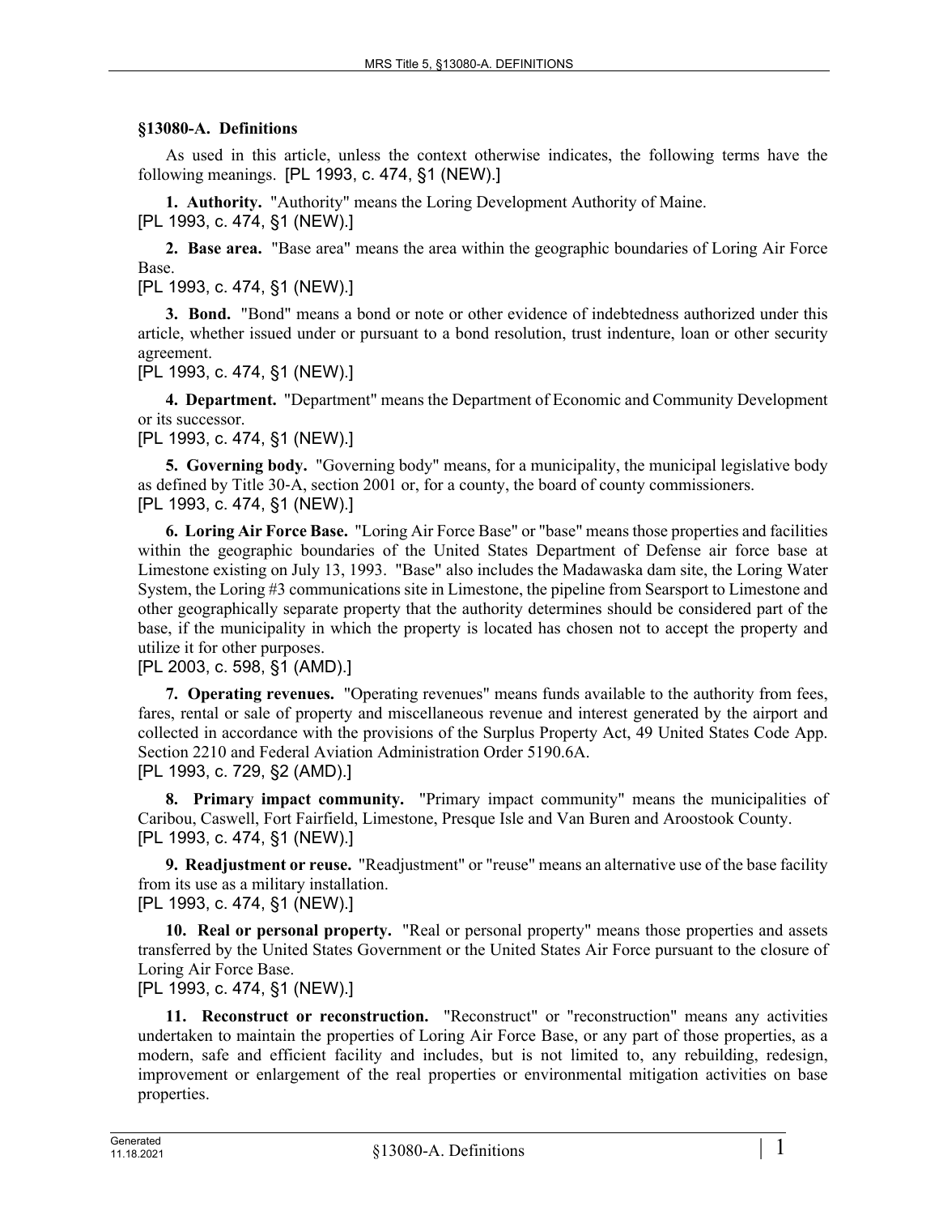## §13080-A. Definitions

As used in this article, unless the context otherwise indicates, the following terms have the following meanings. [PL 1993, c. 474, §1 (NEW).]

**1. Authority.** "Authority" means the Loring Development Authority of Maine.
[PL 1993, c. 474, §1 (NEW).]

**2. Base area.** "Base area" means the area within the geographic boundaries of Loring Air Force Base.
[PL 1993, c. 474, §1 (NEW).]

**3. Bond.** "Bond" means a bond or note or other evidence of indebtedness authorized under this article, whether issued under or pursuant to a bond resolution, trust indenture, loan or other security agreement.
[PL 1993, c. 474, §1 (NEW).]

**4. Department.** "Department" means the Department of Economic and Community Development or its successor.
[PL 1993, c. 474, §1 (NEW).]

**5. Governing body.** "Governing body" means, for a municipality, the municipal legislative body as defined by Title 30-A, section 2001 or, for a county, the board of county commissioners.
[PL 1993, c. 474, §1 (NEW).]

**6. Loring Air Force Base.** "Loring Air Force Base" or "base" means those properties and facilities within the geographic boundaries of the United States Department of Defense air force base at Limestone existing on July 13, 1993. "Base" also includes the Madawaska dam site, the Loring Water System, the Loring #3 communications site in Limestone, the pipeline from Searsport to Limestone and other geographically separate property that the authority determines should be considered part of the base, if the municipality in which the property is located has chosen not to accept the property and utilize it for other purposes.
[PL 2003, c. 598, §1 (AMD).]

**7. Operating revenues.** "Operating revenues" means funds available to the authority from fees, fares, rental or sale of property and miscellaneous revenue and interest generated by the airport and collected in accordance with the provisions of the Surplus Property Act, 49 United States Code App. Section 2210 and Federal Aviation Administration Order 5190.6A.
[PL 1993, c. 729, §2 (AMD).]

**8. Primary impact community.** "Primary impact community" means the municipalities of Caribou, Caswell, Fort Fairfield, Limestone, Presque Isle and Van Buren and Aroostook County.
[PL 1993, c. 474, §1 (NEW).]

**9. Readjustment or reuse.** "Readjustment" or "reuse" means an alternative use of the base facility from its use as a military installation.
[PL 1993, c. 474, §1 (NEW).]

**10. Real or personal property.** "Real or personal property" means those properties and assets transferred by the United States Government or the United States Air Force pursuant to the closure of Loring Air Force Base.
[PL 1993, c. 474, §1 (NEW).]

**11. Reconstruct or reconstruction.** "Reconstruct" or "reconstruction" means any activities undertaken to maintain the properties of Loring Air Force Base, or any part of those properties, as a modern, safe and efficient facility and includes, but is not limited to, any rebuilding, redesign, improvement or enlargement of the real properties or environmental mitigation activities on base properties.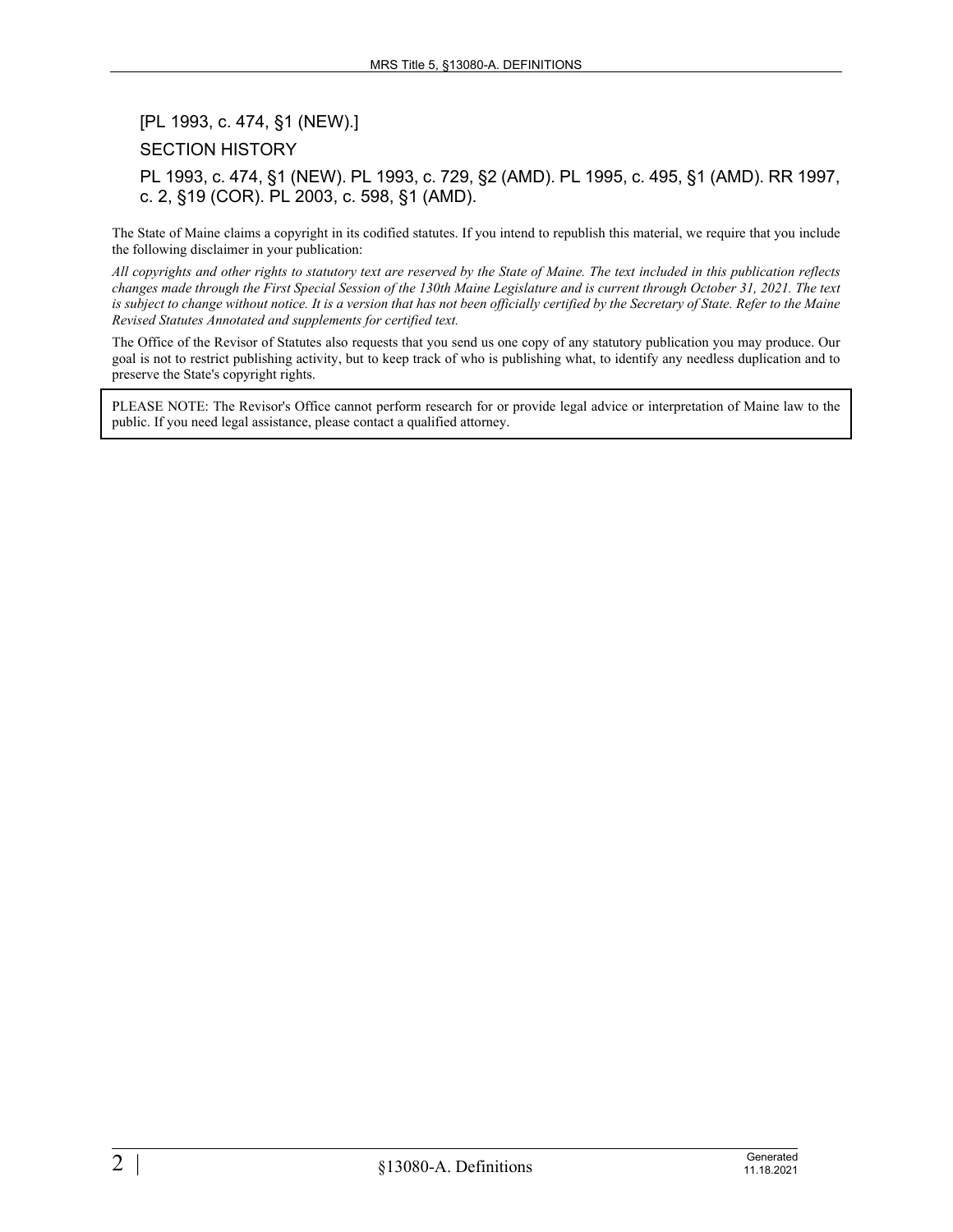[PL 1993, c. 474, §1 (NEW).]

SECTION HISTORY

PL 1993, c. 474, §1 (NEW). PL 1993, c. 729, §2 (AMD). PL 1995, c. 495, §1 (AMD). RR 1997, c. 2, §19 (COR). PL 2003, c. 598, §1 (AMD).

The State of Maine claims a copyright in its codified statutes. If you intend to republish this material, we require that you include the following disclaimer in your publication:

*All copyrights and other rights to statutory text are reserved by the State of Maine. The text included in this publication reflects changes made through the First Special Session of the 130th Maine Legislature and is current through October 31, 2021. The text is subject to change without notice. It is a version that has not been officially certified by the Secretary of State. Refer to the Maine Revised Statutes Annotated and supplements for certified text.*

The Office of the Revisor of Statutes also requests that you send us one copy of any statutory publication you may produce. Our goal is not to restrict publishing activity, but to keep track of who is publishing what, to identify any needless duplication and to preserve the State's copyright rights.

PLEASE NOTE: The Revisor's Office cannot perform research for or provide legal advice or interpretation of Maine law to the public. If you need legal assistance, please contact a qualified attorney.